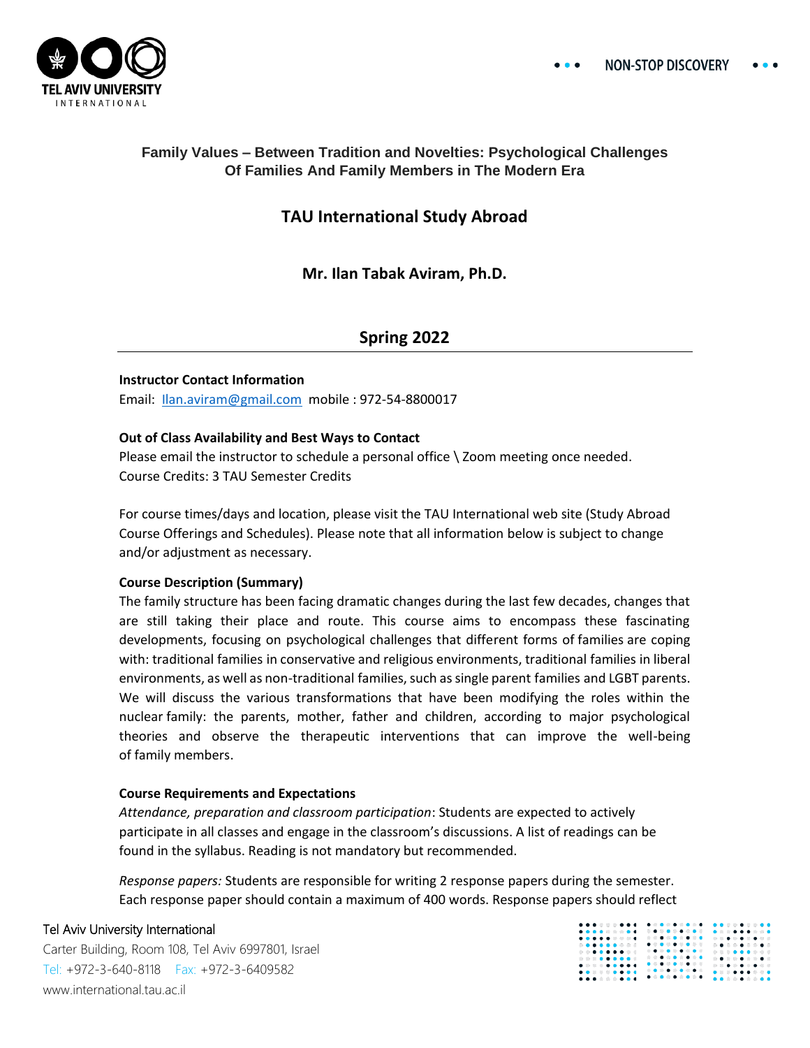# Family Values – Between Tradition and Novelties: Psychological Challenges Of Families And Family Members in The Modern Era

## TAU International Study Abroad

### Mr. Ilan Tabak Aviram, Ph.D.

## Spring 2022

**Instructor Contact Information**

Email: Ilan.aviram@gmail.com mobile : 972-54-8800017

**Out of Class Availability and Best Ways to Contact**

Please email the instructor to schedule a personal office \ Zoom meeting once needed.

Course Credits: 3 TAU Semester Credits

For course times/days and location, please visit the TAU International web site (Study Abroad Course Offerings and Schedules). Please note that all information below is subject to change and/or adjustment as necessary.

**Course Description (Summary)**

The family structure has been facing dramatic changes during the last few decades, changes that are still taking their place and route. This course aims to encompass these fascinating developments, focusing on psychological challenges that different forms of families are coping with: traditional families in conservative and religious environments, traditional families in liberal environments, as well as non-traditional families, such as single parent families and LGBT parents. We will discuss the various transformations that have been modifying the roles within the nuclear family: the parents, mother, father and children, according to major psychological theories and observe the therapeutic interventions that can improve the well-being of family members.

**Course Requirements and Expectations**

*Attendance, preparation and classroom participation*: Students are expected to actively participate in all classes and engage in the classroom's discussions. A list of readings can be found in the syllabus. Reading is not mandatory but recommended.

*Response papers:* Students are responsible for writing 2 response papers during the semester. Each response paper should contain a maximum of 400 words. Response papers should reflect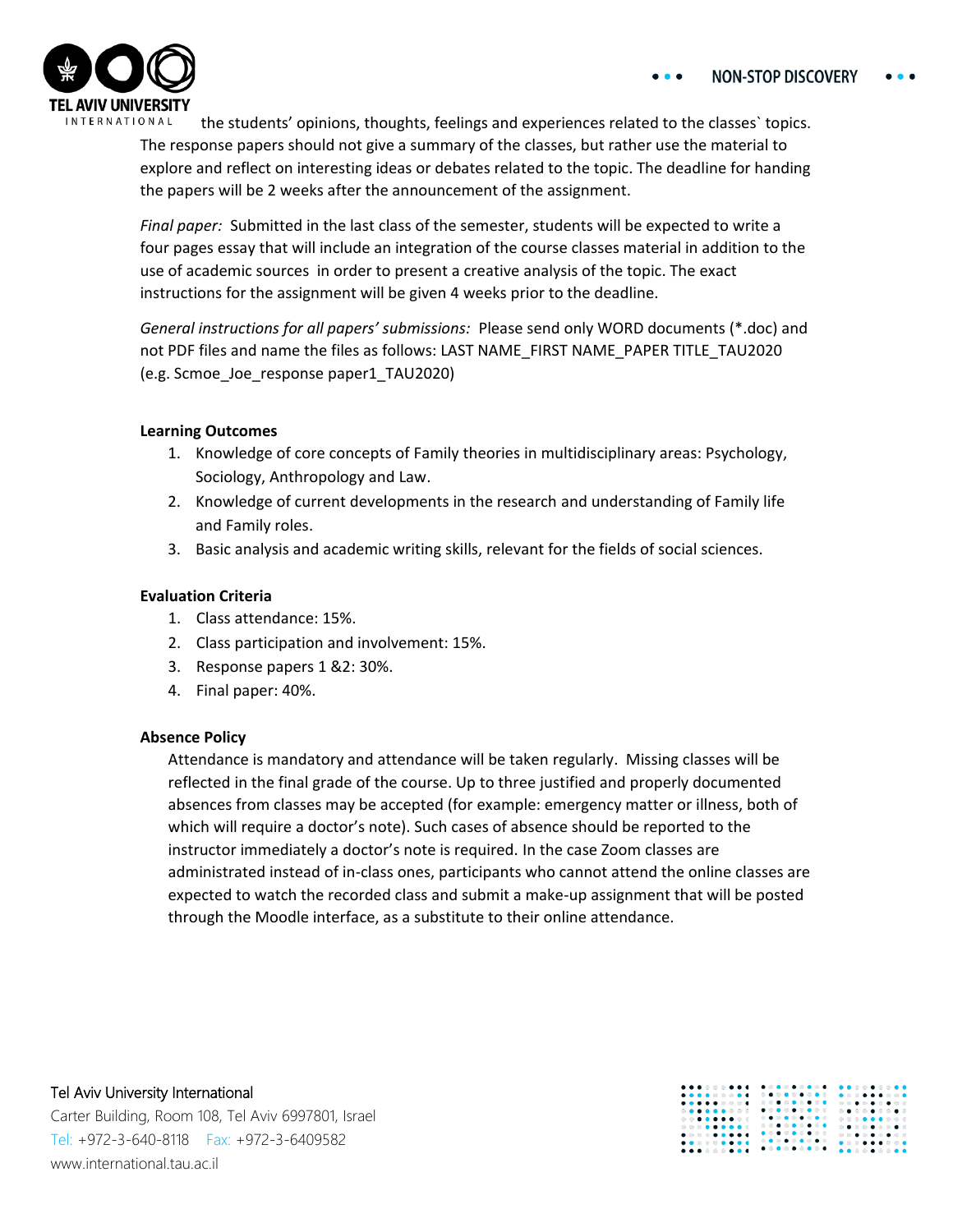the students' opinions, thoughts, feelings and experiences related to the classes` topics. The response papers should not give a summary of the classes, but rather use the material to explore and reflect on interesting ideas or debates related to the topic. The deadline for handing the papers will be 2 weeks after the announcement of the assignment.

*Final paper:* Submitted in the last class of the semester, students will be expected to write a four pages essay that will include an integration of the course classes material in addition to the use of academic sources in order to present a creative analysis of the topic. The exact instructions for the assignment will be given 4 weeks prior to the deadline.

*General instructions for all papers' submissions:* Please send only WORD documents (*.doc) and not PDF files and name the files as follows: LAST NAME_FIRST NAME_PAPER TITLE_TAU2020 (e.g. Scmoe_Joe_response paper1_TAU2020)

**Learning Outcomes**

1. Knowledge of core concepts of Family theories in multidisciplinary areas: Psychology, Sociology, Anthropology and Law.
2. Knowledge of current developments in the research and understanding of Family life and Family roles.
3. Basic analysis and academic writing skills, relevant for the fields of social sciences.

**Evaluation Criteria**

1. Class attendance: 15%.
2. Class participation and involvement: 15%.
3. Response papers 1 &2: 30%.
4. Final paper: 40%.

**Absence Policy**

Attendance is mandatory and attendance will be taken regularly. Missing classes will be reflected in the final grade of the course. Up to three justified and properly documented absences from classes may be accepted (for example: emergency matter or illness, both of which will require a doctor's note). Such cases of absence should be reported to the instructor immediately a doctor's note is required. In the case Zoom classes are administrated instead of in-class ones, participants who cannot attend the online classes are expected to watch the recorded class and submit a make-up assignment that will be posted through the Moodle interface, as a substitute to their online attendance.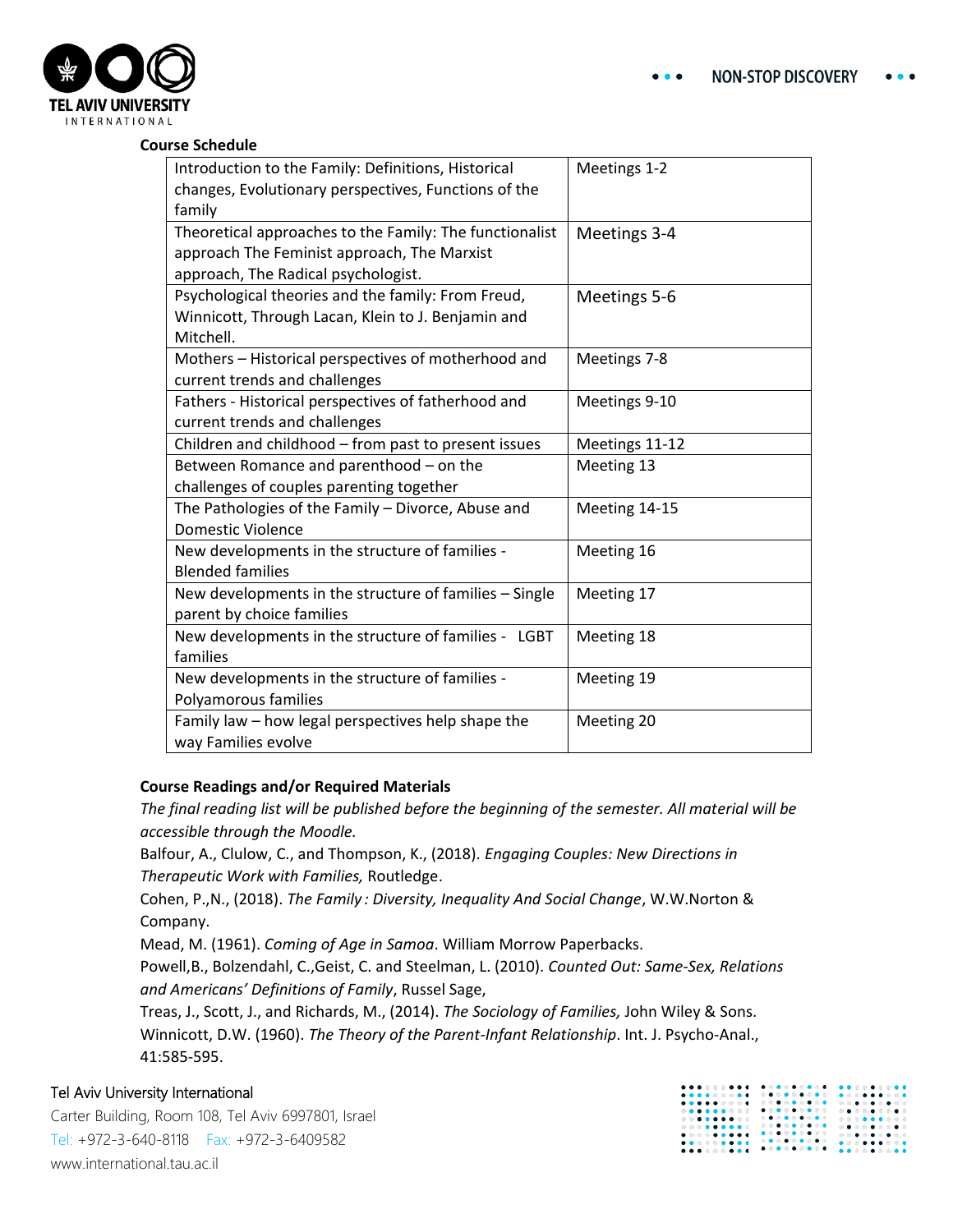**Course Schedule**

| Topic | Meetings |
|---|---|
| Introduction to the Family: Definitions, Historical changes, Evolutionary perspectives, Functions of the family | Meetings 1-2 |
| Theoretical approaches to the Family: The functionalist approach The Feminist approach, The Marxist approach, The Radical psychologist. | Meetings 3-4 |
| Psychological theories and the family: From Freud, Winnicott, Through Lacan, Klein to J. Benjamin and Mitchell. | Meetings 5-6 |
| Mothers – Historical perspectives of motherhood and current trends and challenges | Meetings 7-8 |
| Fathers - Historical perspectives of fatherhood and current trends and challenges | Meetings 9-10 |
| Children and childhood – from past to present issues | Meetings 11-12 |
| Between Romance and parenthood – on the challenges of couples parenting together | Meeting 13 |
| The Pathologies of the Family – Divorce, Abuse and Domestic Violence | Meeting 14-15 |
| New developments in the structure of families - Blended families | Meeting 16 |
| New developments in the structure of families – Single parent by choice families | Meeting 17 |
| New developments in the structure of families - LGBT families | Meeting 18 |
| New developments in the structure of families - Polyamorous families | Meeting 19 |
| Family law – how legal perspectives help shape the way Families evolve | Meeting 20 |

**Course Readings and/or Required Materials**

*The final reading list will be published before the beginning of the semester. All material will be accessible through the Moodle.*

Balfour, A., Clulow, C., and Thompson, K., (2018). *Engaging Couples: New Directions in Therapeutic Work with Families,* Routledge.

Cohen, P.,N., (2018). *The Family : Diversity, Inequality And Social Change*, W.W.Norton & Company.

Mead, M. (1961). *Coming of Age in Samoa*. William Morrow Paperbacks.

Powell,B., Bolzendahl, C.,Geist, C. and Steelman, L. (2010). *Counted Out: Same-Sex, Relations and Americans' Definitions of Family*, Russel Sage,

Treas, J., Scott, J., and Richards, M., (2014). *The Sociology of Families,* John Wiley & Sons.

Winnicott, D.W. (1960). *The Theory of the Parent-Infant Relationship*. Int. J. Psycho-Anal., 41:585-595.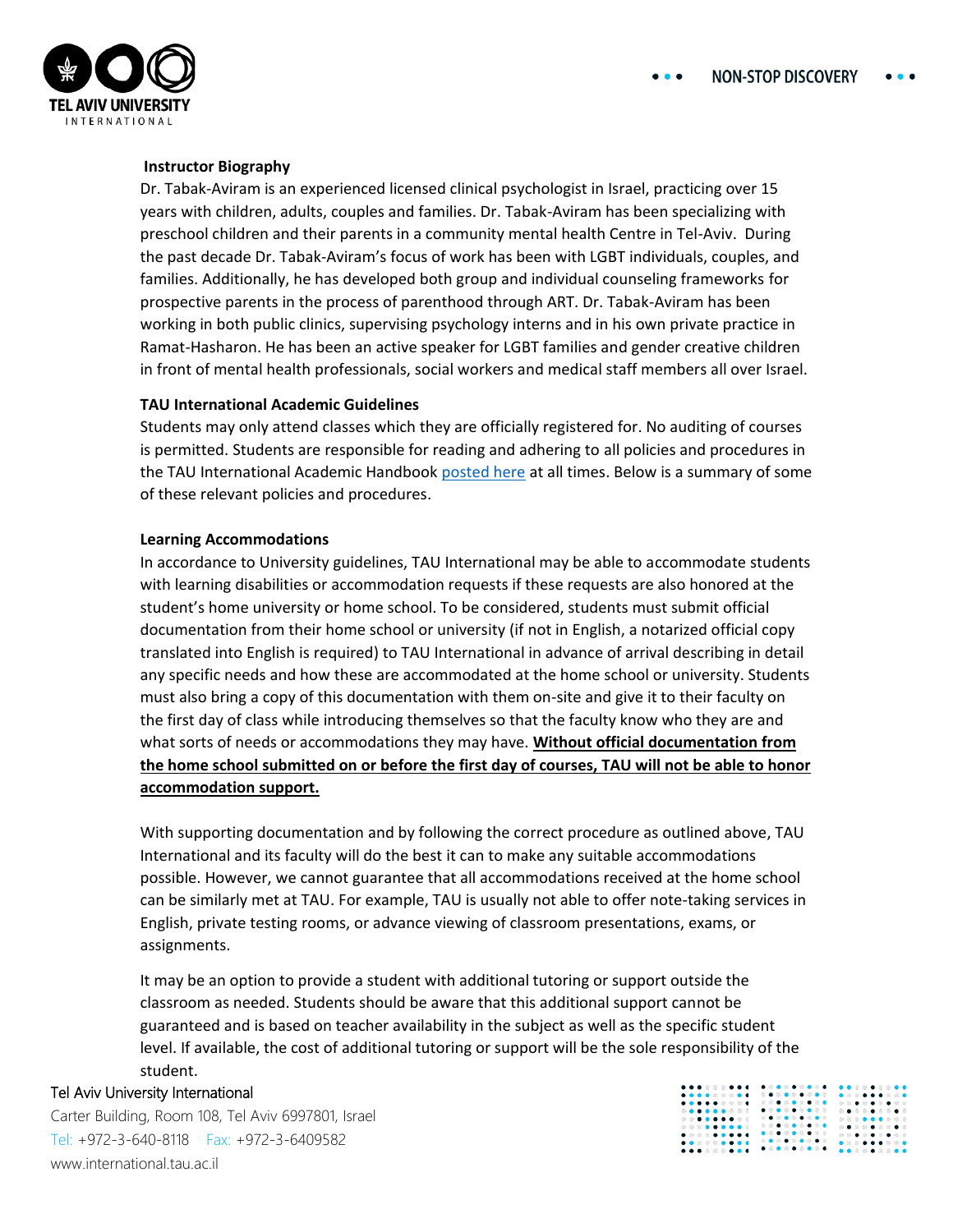**Instructor Biography**

Dr. Tabak-Aviram is an experienced licensed clinical psychologist in Israel, practicing over 15 years with children, adults, couples and families. Dr. Tabak-Aviram has been specializing with preschool children and their parents in a community mental health Centre in Tel-Aviv. During the past decade Dr. Tabak-Aviram's focus of work has been with LGBT individuals, couples, and families. Additionally, he has developed both group and individual counseling frameworks for prospective parents in the process of parenthood through ART. Dr. Tabak-Aviram has been working in both public clinics, supervising psychology interns and in his own private practice in Ramat-Hasharon. He has been an active speaker for LGBT families and gender creative children in front of mental health professionals, social workers and medical staff members all over Israel.

**TAU International Academic Guidelines**

Students may only attend classes which they are officially registered for. No auditing of courses is permitted. Students are responsible for reading and adhering to all policies and procedures in the TAU International Academic Handbook posted here at all times. Below is a summary of some of these relevant policies and procedures.

**Learning Accommodations**

In accordance to University guidelines, TAU International may be able to accommodate students with learning disabilities or accommodation requests if these requests are also honored at the student's home university or home school. To be considered, students must submit official documentation from their home school or university (if not in English, a notarized official copy translated into English is required) to TAU International in advance of arrival describing in detail any specific needs and how these are accommodated at the home school or university. Students must also bring a copy of this documentation with them on-site and give it to their faculty on the first day of class while introducing themselves so that the faculty know who they are and what sorts of needs or accommodations they may have. **Without official documentation from the home school submitted on or before the first day of courses, TAU will not be able to honor accommodation support.**

With supporting documentation and by following the correct procedure as outlined above, TAU International and its faculty will do the best it can to make any suitable accommodations possible. However, we cannot guarantee that all accommodations received at the home school can be similarly met at TAU. For example, TAU is usually not able to offer note-taking services in English, private testing rooms, or advance viewing of classroom presentations, exams, or assignments.

It may be an option to provide a student with additional tutoring or support outside the classroom as needed. Students should be aware that this additional support cannot be guaranteed and is based on teacher availability in the subject as well as the specific student level. If available, the cost of additional tutoring or support will be the sole responsibility of the student.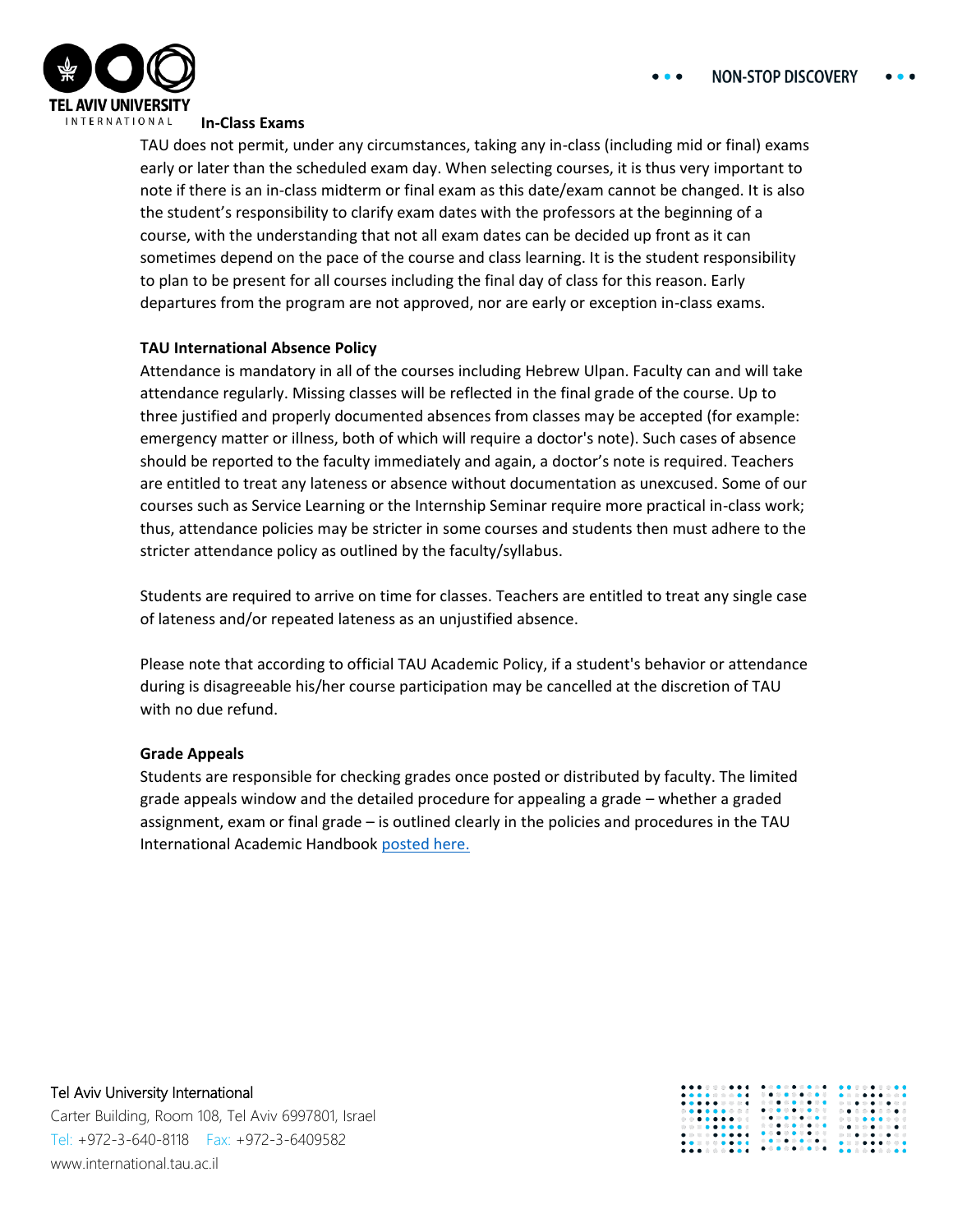**In-Class Exams**

TAU does not permit, under any circumstances, taking any in-class (including mid or final) exams early or later than the scheduled exam day. When selecting courses, it is thus very important to note if there is an in-class midterm or final exam as this date/exam cannot be changed. It is also the student's responsibility to clarify exam dates with the professors at the beginning of a course, with the understanding that not all exam dates can be decided up front as it can sometimes depend on the pace of the course and class learning. It is the student responsibility to plan to be present for all courses including the final day of class for this reason. Early departures from the program are not approved, nor are early or exception in-class exams.

**TAU International Absence Policy**

Attendance is mandatory in all of the courses including Hebrew Ulpan. Faculty can and will take attendance regularly. Missing classes will be reflected in the final grade of the course. Up to three justified and properly documented absences from classes may be accepted (for example: emergency matter or illness, both of which will require a doctor's note). Such cases of absence should be reported to the faculty immediately and again, a doctor's note is required. Teachers are entitled to treat any lateness or absence without documentation as unexcused. Some of our courses such as Service Learning or the Internship Seminar require more practical in-class work; thus, attendance policies may be stricter in some courses and students then must adhere to the stricter attendance policy as outlined by the faculty/syllabus.

Students are required to arrive on time for classes. Teachers are entitled to treat any single case of lateness and/or repeated lateness as an unjustified absence.

Please note that according to official TAU Academic Policy, if a student's behavior or attendance during is disagreeable his/her course participation may be cancelled at the discretion of TAU with no due refund.

**Grade Appeals**

Students are responsible for checking grades once posted or distributed by faculty. The limited grade appeals window and the detailed procedure for appealing a grade – whether a graded assignment, exam or final grade – is outlined clearly in the policies and procedures in the TAU International Academic Handbook posted here.